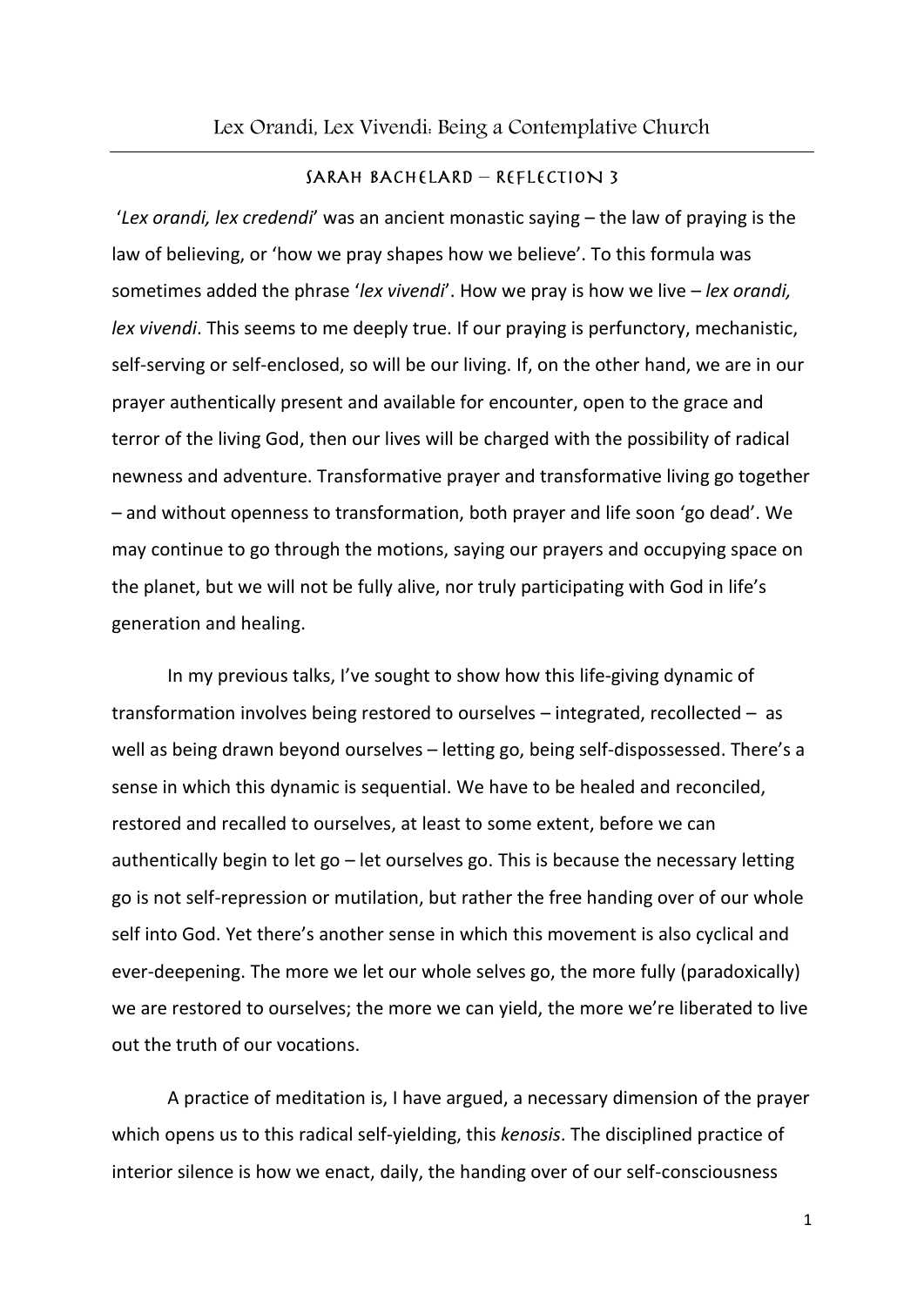# Lex Orandi, Lex Vivendi: Being a Contemplative Church

## Sarah Bachelard – Reflection 3

'*Lex orandi, lex credendi*' was an ancient monastic saying – the law of praying is the law of believing, or 'how we pray shapes how we believe'. To this formula was sometimes added the phrase '*lex vivendi*'. How we pray is how we live – *lex orandi, lex vivendi*. This seems to me deeply true. If our praying is perfunctory, mechanistic, self-serving or self-enclosed, so will be our living. If, on the other hand, we are in our prayer authentically present and available for encounter, open to the grace and terror of the living God, then our lives will be charged with the possibility of radical newness and adventure. Transformative prayer and transformative living go together – and without openness to transformation, both prayer and life soon 'go dead'. We may continue to go through the motions, saying our prayers and occupying space on the planet, but we will not be fully alive, nor truly participating with God in life's generation and healing.

In my previous talks, I've sought to show how this life-giving dynamic of transformation involves being restored to ourselves – integrated, recollected – as well as being drawn beyond ourselves – letting go, being self-dispossessed. There's a sense in which this dynamic is sequential. We have to be healed and reconciled, restored and recalled to ourselves, at least to some extent, before we can authentically begin to let go – let ourselves go. This is because the necessary letting go is not self-repression or mutilation, but rather the free handing over of our whole self into God. Yet there's another sense in which this movement is also cyclical and ever-deepening. The more we let our whole selves go, the more fully (paradoxically) we are restored to ourselves; the more we can yield, the more we're liberated to live out the truth of our vocations.

A practice of meditation is, I have argued, a necessary dimension of the prayer which opens us to this radical self-yielding, this *kenosis*. The disciplined practice of interior silence is how we enact, daily, the handing over of our self-consciousness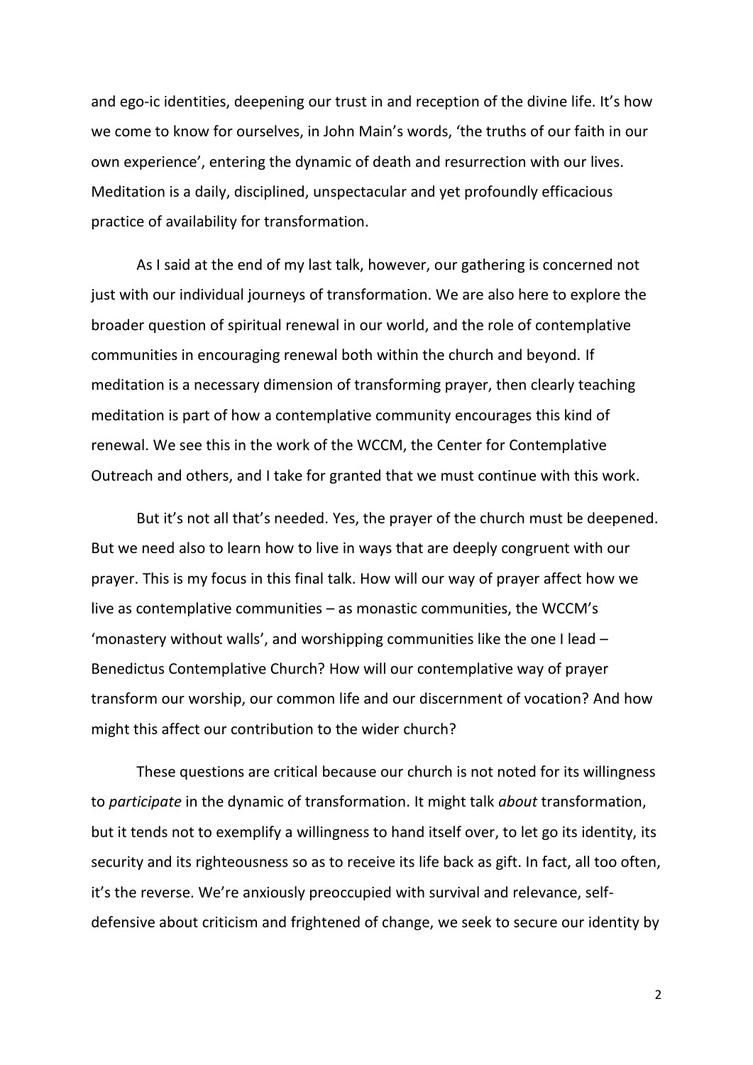and ego-ic identities, deepening our trust in and reception of the divine life. It's how we come to know for ourselves, in John Main's words, 'the truths of our faith in our own experience', entering the dynamic of death and resurrection with our lives. Meditation is a daily, disciplined, unspectacular and yet profoundly efficacious practice of availability for transformation.

As I said at the end of my last talk, however, our gathering is concerned not just with our individual journeys of transformation. We are also here to explore the broader question of spiritual renewal in our world, and the role of contemplative communities in encouraging renewal both within the church and beyond. If meditation is a necessary dimension of transforming prayer, then clearly teaching meditation is part of how a contemplative community encourages this kind of renewal. We see this in the work of the WCCM, the Center for Contemplative Outreach and others, and I take for granted that we must continue with this work.

But it's not all that's needed. Yes, the prayer of the church must be deepened. But we need also to learn how to live in ways that are deeply congruent with our prayer. This is my focus in this final talk. How will our way of prayer affect how we live as contemplative communities – as monastic communities, the WCCM's 'monastery without walls', and worshipping communities like the one I lead – Benedictus Contemplative Church? How will our contemplative way of prayer transform our worship, our common life and our discernment of vocation? And how might this affect our contribution to the wider church?

These questions are critical because our church is not noted for its willingness to *participate* in the dynamic of transformation. It might talk *about* transformation, but it tends not to exemplify a willingness to hand itself over, to let go its identity, its security and its righteousness so as to receive its life back as gift. In fact, all too often, it's the reverse. We're anxiously preoccupied with survival and relevance, self-defensive about criticism and frightened of change, we seek to secure our identity by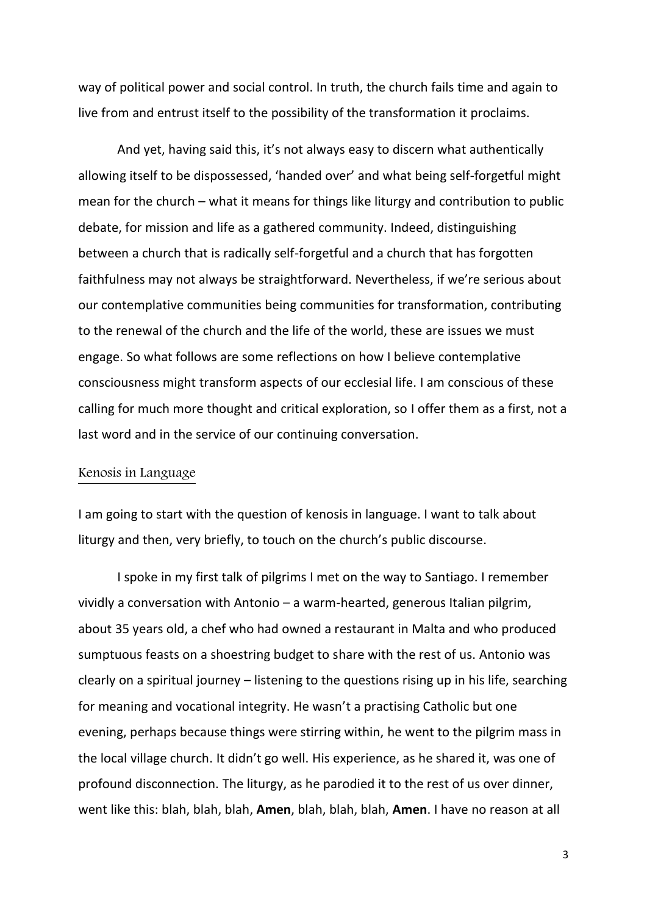way of political power and social control. In truth, the church fails time and again to live from and entrust itself to the possibility of the transformation it proclaims.

And yet, having said this, it's not always easy to discern what authentically allowing itself to be dispossessed, 'handed over' and what being self-forgetful might mean for the church – what it means for things like liturgy and contribution to public debate, for mission and life as a gathered community. Indeed, distinguishing between a church that is radically self-forgetful and a church that has forgotten faithfulness may not always be straightforward. Nevertheless, if we're serious about our contemplative communities being communities for transformation, contributing to the renewal of the church and the life of the world, these are issues we must engage. So what follows are some reflections on how I believe contemplative consciousness might transform aspects of our ecclesial life. I am conscious of these calling for much more thought and critical exploration, so I offer them as a first, not a last word and in the service of our continuing conversation.

## Kenosis in Language

I am going to start with the question of kenosis in language. I want to talk about liturgy and then, very briefly, to touch on the church's public discourse.

I spoke in my first talk of pilgrims I met on the way to Santiago. I remember vividly a conversation with Antonio – a warm-hearted, generous Italian pilgrim, about 35 years old, a chef who had owned a restaurant in Malta and who produced sumptuous feasts on a shoestring budget to share with the rest of us. Antonio was clearly on a spiritual journey – listening to the questions rising up in his life, searching for meaning and vocational integrity. He wasn't a practising Catholic but one evening, perhaps because things were stirring within, he went to the pilgrim mass in the local village church. It didn't go well. His experience, as he shared it, was one of profound disconnection. The liturgy, as he parodied it to the rest of us over dinner, went like this: blah, blah, blah, **Amen**, blah, blah, blah, **Amen**. I have no reason at all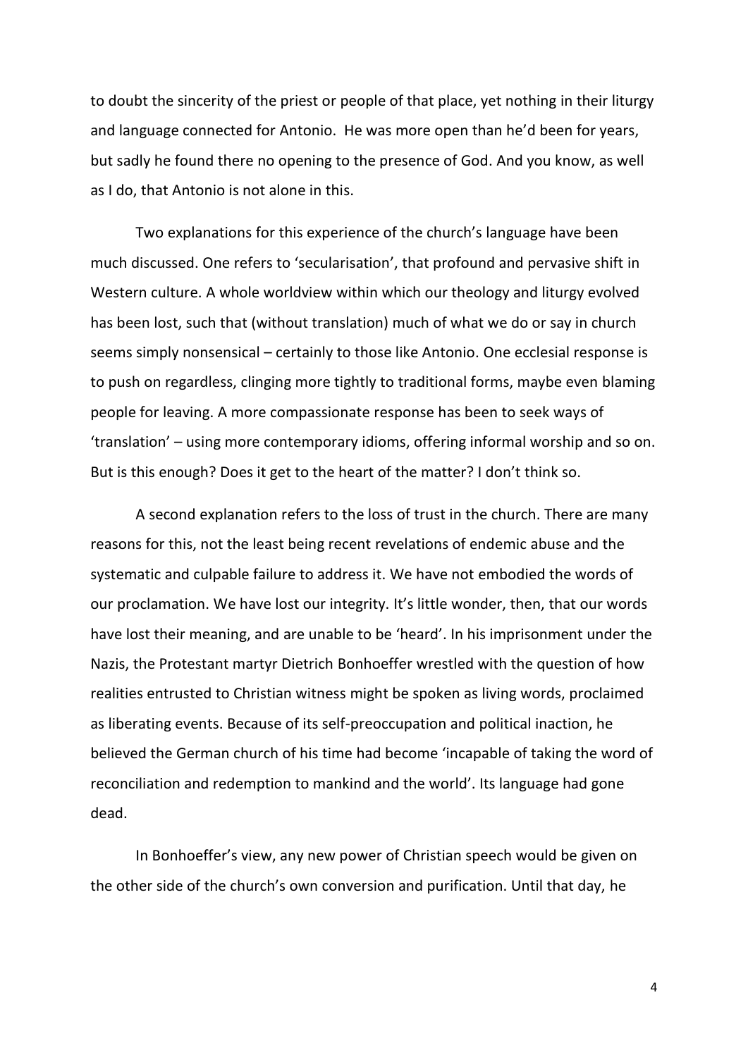to doubt the sincerity of the priest or people of that place, yet nothing in their liturgy and language connected for Antonio. He was more open than he'd been for years, but sadly he found there no opening to the presence of God. And you know, as well as I do, that Antonio is not alone in this.

Two explanations for this experience of the church's language have been much discussed. One refers to 'secularisation', that profound and pervasive shift in Western culture. A whole worldview within which our theology and liturgy evolved has been lost, such that (without translation) much of what we do or say in church seems simply nonsensical – certainly to those like Antonio. One ecclesial response is to push on regardless, clinging more tightly to traditional forms, maybe even blaming people for leaving. A more compassionate response has been to seek ways of 'translation' – using more contemporary idioms, offering informal worship and so on. But is this enough? Does it get to the heart of the matter? I don't think so.

A second explanation refers to the loss of trust in the church. There are many reasons for this, not the least being recent revelations of endemic abuse and the systematic and culpable failure to address it. We have not embodied the words of our proclamation. We have lost our integrity. It's little wonder, then, that our words have lost their meaning, and are unable to be 'heard'. In his imprisonment under the Nazis, the Protestant martyr Dietrich Bonhoeffer wrestled with the question of how realities entrusted to Christian witness might be spoken as living words, proclaimed as liberating events. Because of its self-preoccupation and political inaction, he believed the German church of his time had become 'incapable of taking the word of reconciliation and redemption to mankind and the world'. Its language had gone dead.

In Bonhoeffer's view, any new power of Christian speech would be given on the other side of the church's own conversion and purification. Until that day, he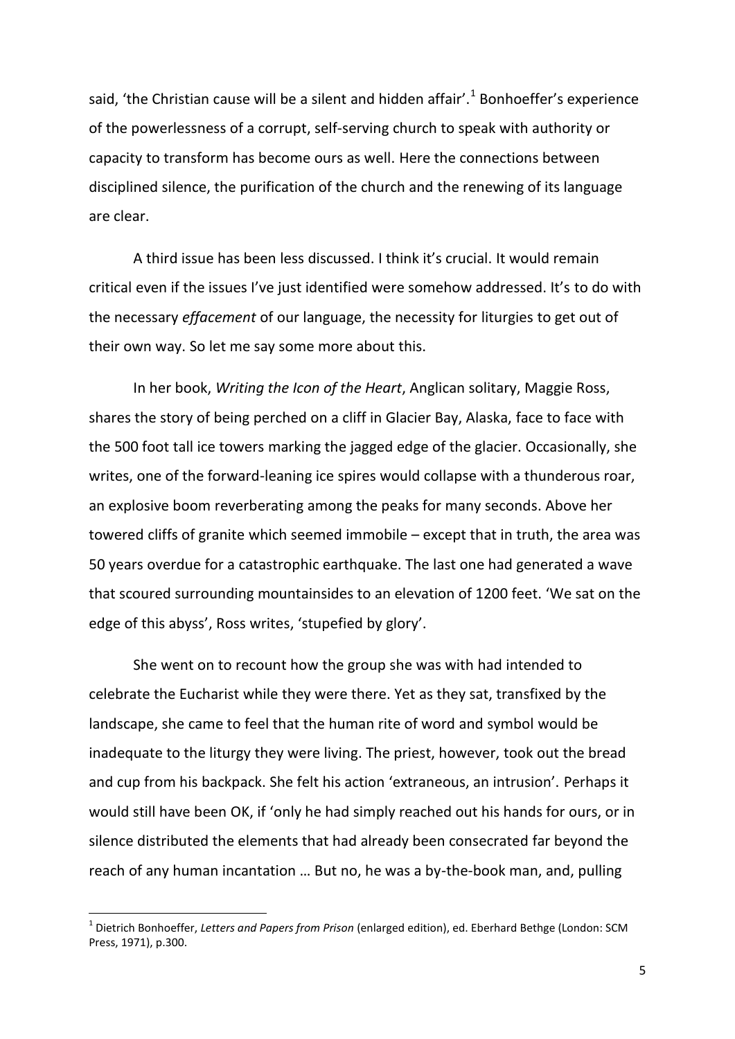said, 'the Christian cause will be a silent and hidden affair'.[1] Bonhoeffer's experience of the powerlessness of a corrupt, self-serving church to speak with authority or capacity to transform has become ours as well. Here the connections between disciplined silence, the purification of the church and the renewing of its language are clear.

A third issue has been less discussed. I think it's crucial. It would remain critical even if the issues I've just identified were somehow addressed. It's to do with the necessary *effacement* of our language, the necessity for liturgies to get out of their own way. So let me say some more about this.

In her book, *Writing the Icon of the Heart*, Anglican solitary, Maggie Ross, shares the story of being perched on a cliff in Glacier Bay, Alaska, face to face with the 500 foot tall ice towers marking the jagged edge of the glacier. Occasionally, she writes, one of the forward-leaning ice spires would collapse with a thunderous roar, an explosive boom reverberating among the peaks for many seconds. Above her towered cliffs of granite which seemed immobile – except that in truth, the area was 50 years overdue for a catastrophic earthquake. The last one had generated a wave that scoured surrounding mountainsides to an elevation of 1200 feet. 'We sat on the edge of this abyss', Ross writes, 'stupefied by glory'.

She went on to recount how the group she was with had intended to celebrate the Eucharist while they were there. Yet as they sat, transfixed by the landscape, she came to feel that the human rite of word and symbol would be inadequate to the liturgy they were living. The priest, however, took out the bread and cup from his backpack. She felt his action 'extraneous, an intrusion'. Perhaps it would still have been OK, if 'only he had simply reached out his hands for ours, or in silence distributed the elements that had already been consecrated far beyond the reach of any human incantation … But no, he was a by-the-book man, and, pulling

---

[1] Dietrich Bonhoeffer, *Letters and Papers from Prison* (enlarged edition), ed. Eberhard Bethge (London: SCM Press, 1971), p.300.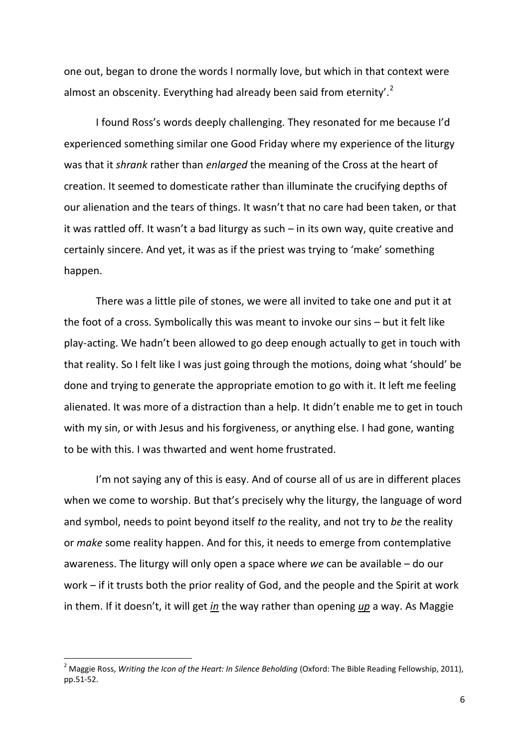one out, began to drone the words I normally love, but which in that context were almost an obscenity. Everything had already been said from eternity'.[2]

I found Ross's words deeply challenging. They resonated for me because I'd experienced something similar one Good Friday where my experience of the liturgy was that it *shrank* rather than *enlarged* the meaning of the Cross at the heart of creation. It seemed to domesticate rather than illuminate the crucifying depths of our alienation and the tears of things. It wasn't that no care had been taken, or that it was rattled off. It wasn't a bad liturgy as such – in its own way, quite creative and certainly sincere. And yet, it was as if the priest was trying to 'make' something happen.

There was a little pile of stones, we were all invited to take one and put it at the foot of a cross. Symbolically this was meant to invoke our sins – but it felt like play-acting. We hadn't been allowed to go deep enough actually to get in touch with that reality. So I felt like I was just going through the motions, doing what 'should' be done and trying to generate the appropriate emotion to go with it. It left me feeling alienated. It was more of a distraction than a help. It didn't enable me to get in touch with my sin, or with Jesus and his forgiveness, or anything else. I had gone, wanting to be with this. I was thwarted and went home frustrated.

I'm not saying any of this is easy. And of course all of us are in different places when we come to worship. But that's precisely why the liturgy, the language of word and symbol, needs to point beyond itself *to* the reality, and not try to *be* the reality or *make* some reality happen. And for this, it needs to emerge from contemplative awareness. The liturgy will only open a space where *we* can be available – do our work – if it trusts both the prior reality of God, and the people and the Spirit at work in them. If it doesn't, it will get ***in*** the way rather than opening ***up*** a way. As Maggie

---

[2] Maggie Ross, *Writing the Icon of the Heart: In Silence Beholding* (Oxford: The Bible Reading Fellowship, 2011), pp.51-52.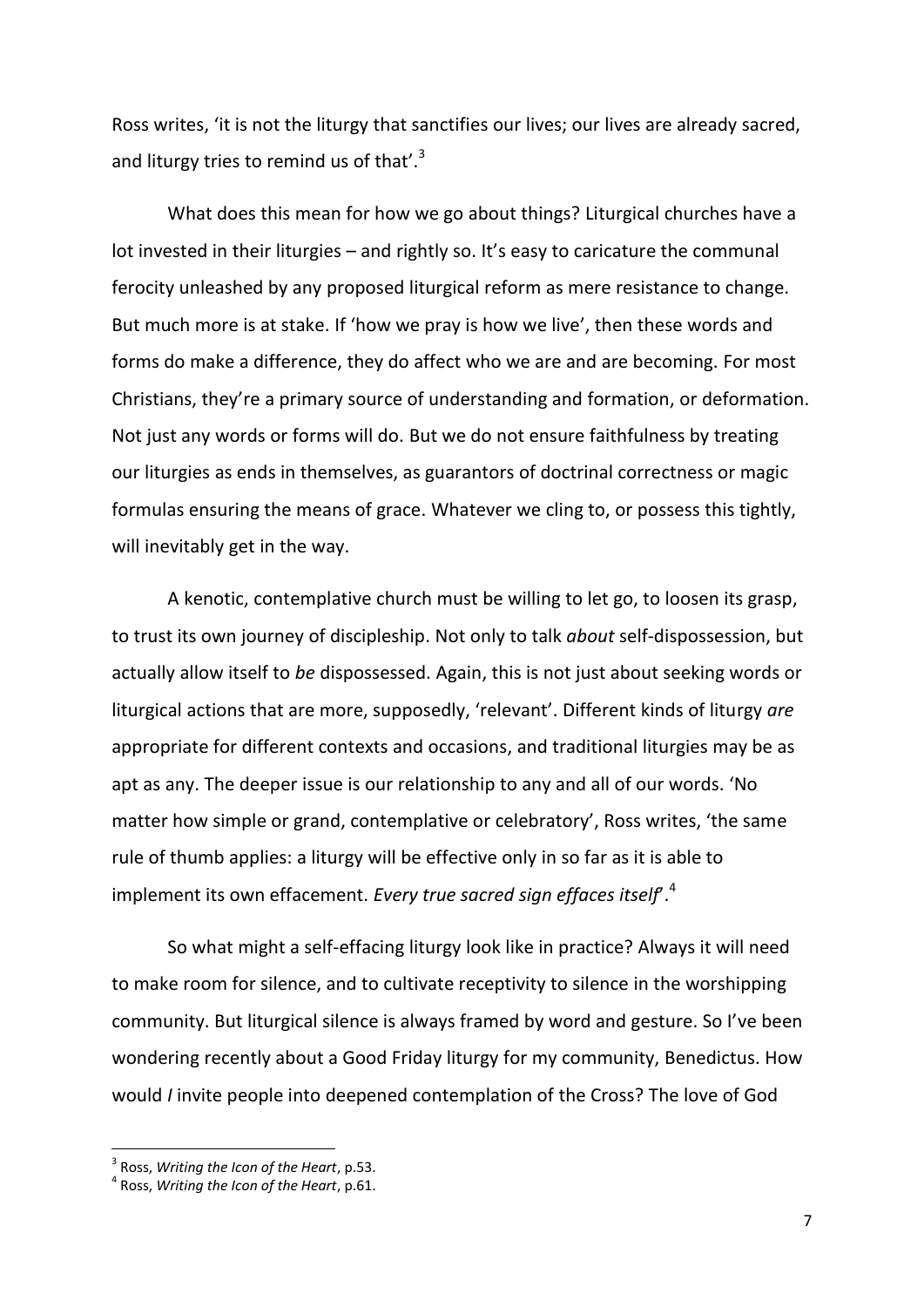Ross writes, 'it is not the liturgy that sanctifies our lives; our lives are already sacred, and liturgy tries to remind us of that'.[3]

What does this mean for how we go about things? Liturgical churches have a lot invested in their liturgies – and rightly so. It's easy to caricature the communal ferocity unleashed by any proposed liturgical reform as mere resistance to change. But much more is at stake. If 'how we pray is how we live', then these words and forms do make a difference, they do affect who we are and are becoming. For most Christians, they're a primary source of understanding and formation, or deformation. Not just any words or forms will do. But we do not ensure faithfulness by treating our liturgies as ends in themselves, as guarantors of doctrinal correctness or magic formulas ensuring the means of grace. Whatever we cling to, or possess this tightly, will inevitably get in the way.

A kenotic, contemplative church must be willing to let go, to loosen its grasp, to trust its own journey of discipleship. Not only to talk *about* self-dispossession, but actually allow itself to *be* dispossessed. Again, this is not just about seeking words or liturgical actions that are more, supposedly, 'relevant'. Different kinds of liturgy *are* appropriate for different contexts and occasions, and traditional liturgies may be as apt as any. The deeper issue is our relationship to any and all of our words. 'No matter how simple or grand, contemplative or celebratory', Ross writes, 'the same rule of thumb applies: a liturgy will be effective only in so far as it is able to implement its own effacement. *Every true sacred sign effaces itself*'.[4]

So what might a self-effacing liturgy look like in practice? Always it will need to make room for silence, and to cultivate receptivity to silence in the worshipping community. But liturgical silence is always framed by word and gesture. So I've been wondering recently about a Good Friday liturgy for my community, Benedictus. How would *I* invite people into deepened contemplation of the Cross? The love of God

---

[3] Ross, *Writing the Icon of the Heart*, p.53.

[4] Ross, *Writing the Icon of the Heart*, p.61.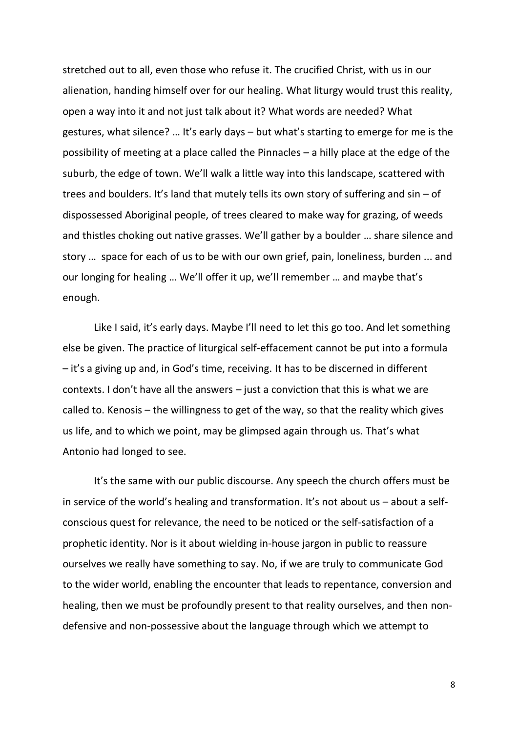stretched out to all, even those who refuse it. The crucified Christ, with us in our alienation, handing himself over for our healing. What liturgy would trust this reality, open a way into it and not just talk about it? What words are needed? What gestures, what silence? … It's early days – but what's starting to emerge for me is the possibility of meeting at a place called the Pinnacles – a hilly place at the edge of the suburb, the edge of town. We'll walk a little way into this landscape, scattered with trees and boulders. It's land that mutely tells its own story of suffering and sin – of dispossessed Aboriginal people, of trees cleared to make way for grazing, of weeds and thistles choking out native grasses. We'll gather by a boulder … share silence and story … space for each of us to be with our own grief, pain, loneliness, burden ... and our longing for healing … We'll offer it up, we'll remember … and maybe that's enough.

Like I said, it's early days. Maybe I'll need to let this go too. And let something else be given. The practice of liturgical self-effacement cannot be put into a formula – it's a giving up and, in God's time, receiving. It has to be discerned in different contexts. I don't have all the answers – just a conviction that this is what we are called to. Kenosis – the willingness to get of the way, so that the reality which gives us life, and to which we point, may be glimpsed again through us. That's what Antonio had longed to see.

It's the same with our public discourse. Any speech the church offers must be in service of the world's healing and transformation. It's not about us – about a self-conscious quest for relevance, the need to be noticed or the self-satisfaction of a prophetic identity. Nor is it about wielding in-house jargon in public to reassure ourselves we really have something to say. No, if we are truly to communicate God to the wider world, enabling the encounter that leads to repentance, conversion and healing, then we must be profoundly present to that reality ourselves, and then non-defensive and non-possessive about the language through which we attempt to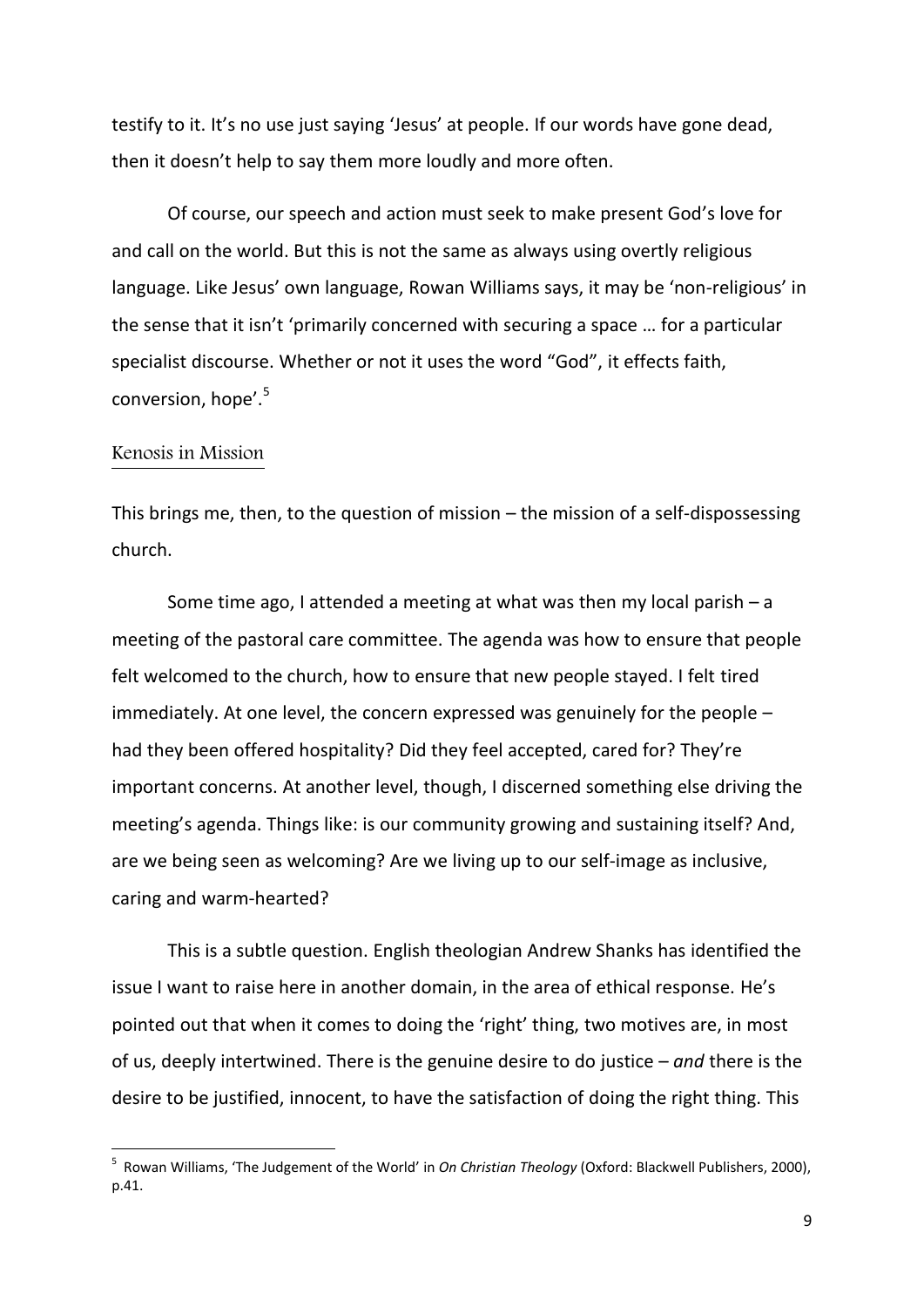testify to it. It's no use just saying 'Jesus' at people. If our words have gone dead, then it doesn't help to say them more loudly and more often.

Of course, our speech and action must seek to make present God's love for and call on the world. But this is not the same as always using overtly religious language. Like Jesus' own language, Rowan Williams says, it may be 'non-religious' in the sense that it isn't 'primarily concerned with securing a space … for a particular specialist discourse. Whether or not it uses the word "God", it effects faith, conversion, hope'.[5]

## Kenosis in Mission

This brings me, then, to the question of mission – the mission of a self-dispossessing church.

Some time ago, I attended a meeting at what was then my local parish – a meeting of the pastoral care committee. The agenda was how to ensure that people felt welcomed to the church, how to ensure that new people stayed. I felt tired immediately. At one level, the concern expressed was genuinely for the people – had they been offered hospitality? Did they feel accepted, cared for? They're important concerns. At another level, though, I discerned something else driving the meeting's agenda. Things like: is our community growing and sustaining itself? And, are we being seen as welcoming? Are we living up to our self-image as inclusive, caring and warm-hearted?

This is a subtle question. English theologian Andrew Shanks has identified the issue I want to raise here in another domain, in the area of ethical response. He's pointed out that when it comes to doing the 'right' thing, two motives are, in most of us, deeply intertwined. There is the genuine desire to do justice – *and* there is the desire to be justified, innocent, to have the satisfaction of doing the right thing. This

---

[5] Rowan Williams, 'The Judgement of the World' in *On Christian Theology* (Oxford: Blackwell Publishers, 2000), p.41.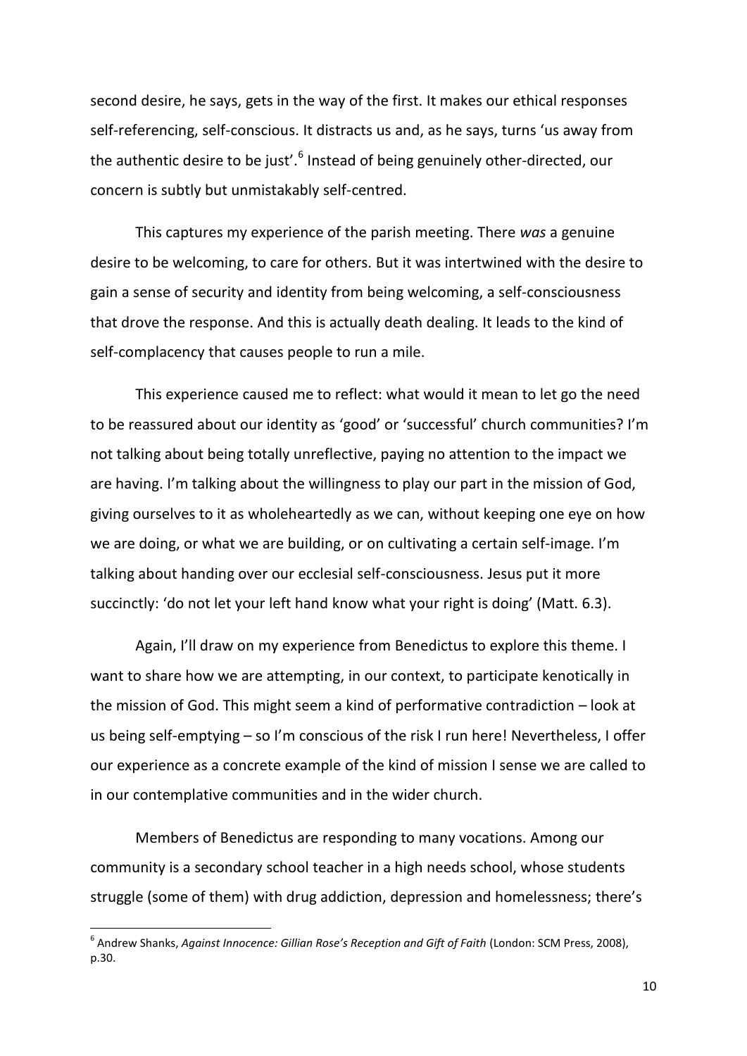second desire, he says, gets in the way of the first. It makes our ethical responses self-referencing, self-conscious. It distracts us and, as he says, turns 'us away from the authentic desire to be just'.[6] Instead of being genuinely other-directed, our concern is subtly but unmistakably self-centred.

This captures my experience of the parish meeting. There *was* a genuine desire to be welcoming, to care for others. But it was intertwined with the desire to gain a sense of security and identity from being welcoming, a self-consciousness that drove the response. And this is actually death dealing. It leads to the kind of self-complacency that causes people to run a mile.

This experience caused me to reflect: what would it mean to let go the need to be reassured about our identity as 'good' or 'successful' church communities? I'm not talking about being totally unreflective, paying no attention to the impact we are having. I'm talking about the willingness to play our part in the mission of God, giving ourselves to it as wholeheartedly as we can, without keeping one eye on how we are doing, or what we are building, or on cultivating a certain self-image. I'm talking about handing over our ecclesial self-consciousness. Jesus put it more succinctly: 'do not let your left hand know what your right is doing' (Matt. 6.3).

Again, I'll draw on my experience from Benedictus to explore this theme. I want to share how we are attempting, in our context, to participate kenotically in the mission of God. This might seem a kind of performative contradiction – look at us being self-emptying – so I'm conscious of the risk I run here! Nevertheless, I offer our experience as a concrete example of the kind of mission I sense we are called to in our contemplative communities and in the wider church.

Members of Benedictus are responding to many vocations. Among our community is a secondary school teacher in a high needs school, whose students struggle (some of them) with drug addiction, depression and homelessness; there's

---

[6] Andrew Shanks, *Against Innocence: Gillian Rose's Reception and Gift of Faith* (London: SCM Press, 2008), p.30.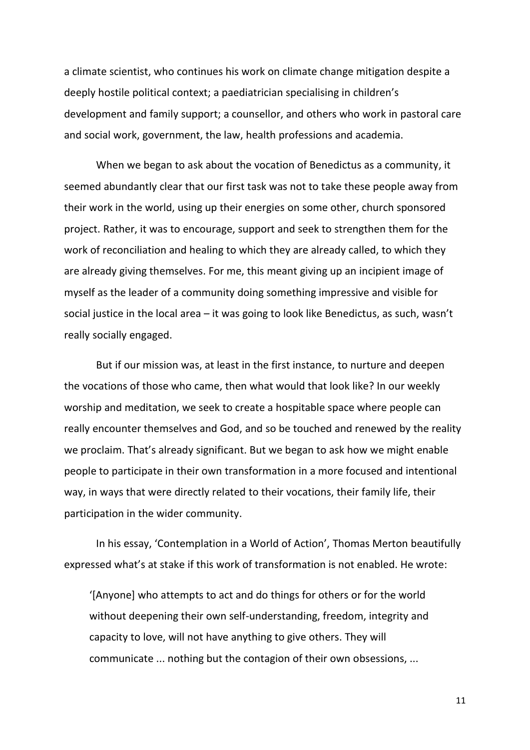a climate scientist, who continues his work on climate change mitigation despite a deeply hostile political context; a paediatrician specialising in children's development and family support; a counsellor, and others who work in pastoral care and social work, government, the law, health professions and academia.

When we began to ask about the vocation of Benedictus as a community, it seemed abundantly clear that our first task was not to take these people away from their work in the world, using up their energies on some other, church sponsored project. Rather, it was to encourage, support and seek to strengthen them for the work of reconciliation and healing to which they are already called, to which they are already giving themselves. For me, this meant giving up an incipient image of myself as the leader of a community doing something impressive and visible for social justice in the local area – it was going to look like Benedictus, as such, wasn't really socially engaged.

But if our mission was, at least in the first instance, to nurture and deepen the vocations of those who came, then what would that look like? In our weekly worship and meditation, we seek to create a hospitable space where people can really encounter themselves and God, and so be touched and renewed by the reality we proclaim. That's already significant. But we began to ask how we might enable people to participate in their own transformation in a more focused and intentional way, in ways that were directly related to their vocations, their family life, their participation in the wider community.

In his essay, 'Contemplation in a World of Action', Thomas Merton beautifully expressed what's at stake if this work of transformation is not enabled. He wrote:

> '[Anyone] who attempts to act and do things for others or for the world without deepening their own self-understanding, freedom, integrity and capacity to love, will not have anything to give others. They will communicate ... nothing but the contagion of their own obsessions, ...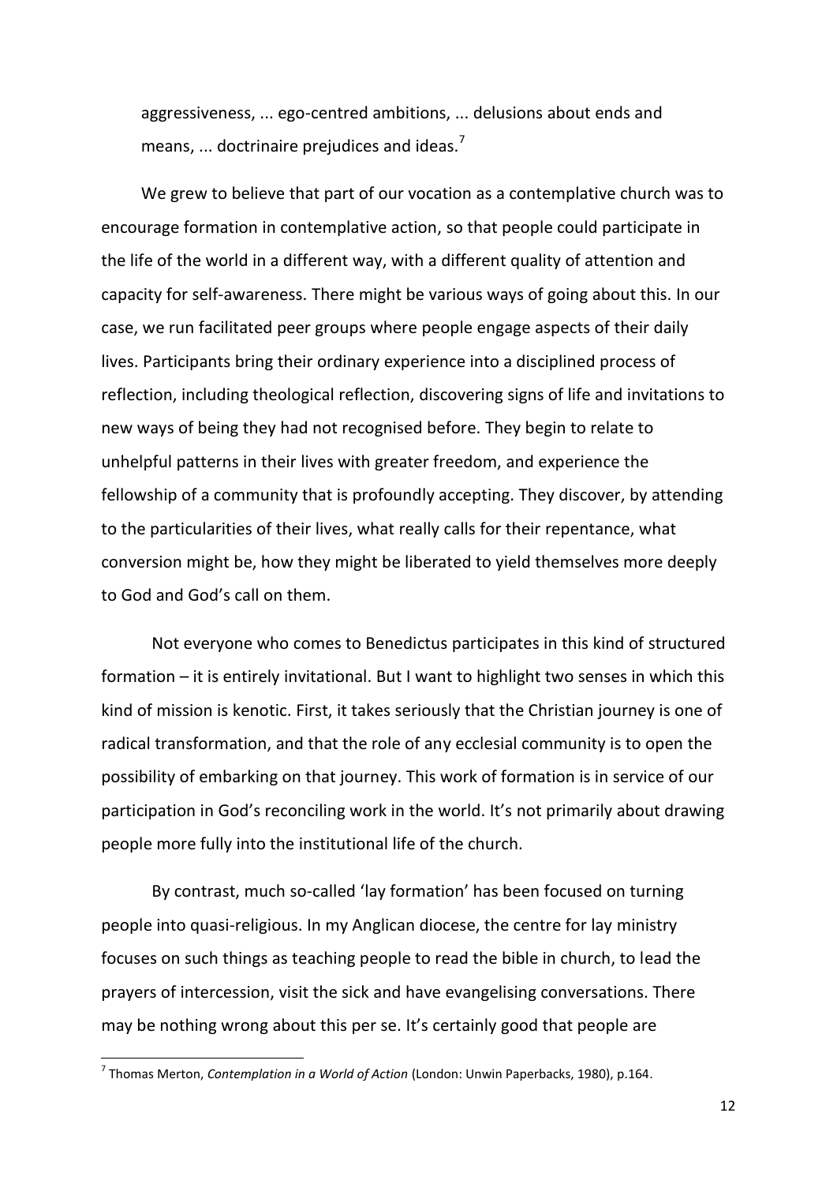aggressiveness, ... ego-centred ambitions, ... delusions about ends and means, ... doctrinaire prejudices and ideas.[7]

We grew to believe that part of our vocation as a contemplative church was to encourage formation in contemplative action, so that people could participate in the life of the world in a different way, with a different quality of attention and capacity for self-awareness. There might be various ways of going about this. In our case, we run facilitated peer groups where people engage aspects of their daily lives. Participants bring their ordinary experience into a disciplined process of reflection, including theological reflection, discovering signs of life and invitations to new ways of being they had not recognised before. They begin to relate to unhelpful patterns in their lives with greater freedom, and experience the fellowship of a community that is profoundly accepting. They discover, by attending to the particularities of their lives, what really calls for their repentance, what conversion might be, how they might be liberated to yield themselves more deeply to God and God's call on them.

Not everyone who comes to Benedictus participates in this kind of structured formation – it is entirely invitational. But I want to highlight two senses in which this kind of mission is kenotic. First, it takes seriously that the Christian journey is one of radical transformation, and that the role of any ecclesial community is to open the possibility of embarking on that journey. This work of formation is in service of our participation in God's reconciling work in the world. It's not primarily about drawing people more fully into the institutional life of the church.

By contrast, much so-called 'lay formation' has been focused on turning people into quasi-religious. In my Anglican diocese, the centre for lay ministry focuses on such things as teaching people to read the bible in church, to lead the prayers of intercession, visit the sick and have evangelising conversations. There may be nothing wrong about this per se. It's certainly good that people are

---

[7] Thomas Merton, *Contemplation in a World of Action* (London: Unwin Paperbacks, 1980), p.164.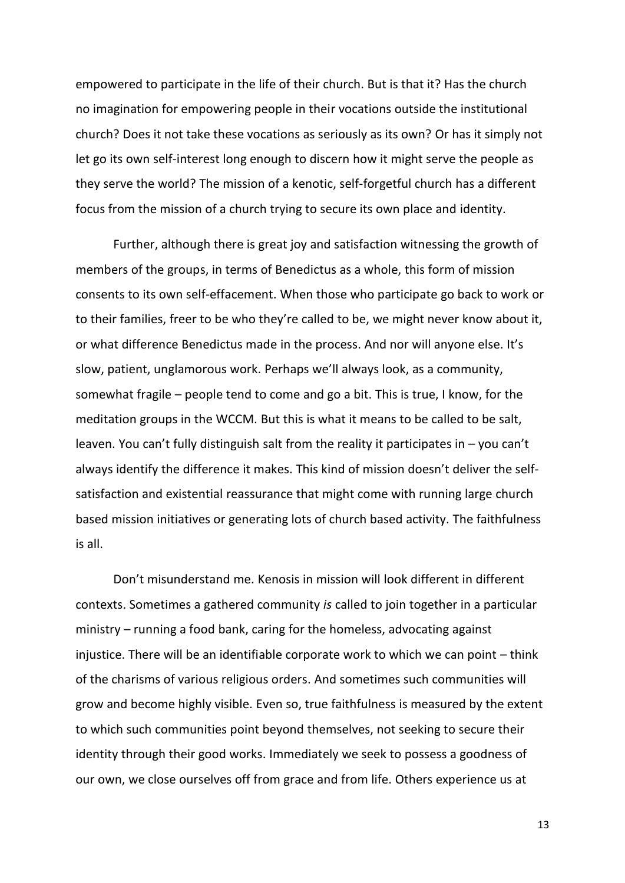empowered to participate in the life of their church. But is that it? Has the church no imagination for empowering people in their vocations outside the institutional church? Does it not take these vocations as seriously as its own? Or has it simply not let go its own self-interest long enough to discern how it might serve the people as they serve the world? The mission of a kenotic, self-forgetful church has a different focus from the mission of a church trying to secure its own place and identity.

Further, although there is great joy and satisfaction witnessing the growth of members of the groups, in terms of Benedictus as a whole, this form of mission consents to its own self-effacement. When those who participate go back to work or to their families, freer to be who they're called to be, we might never know about it, or what difference Benedictus made in the process. And nor will anyone else. It's slow, patient, unglamorous work. Perhaps we'll always look, as a community, somewhat fragile – people tend to come and go a bit. This is true, I know, for the meditation groups in the WCCM. But this is what it means to be called to be salt, leaven. You can't fully distinguish salt from the reality it participates in – you can't always identify the difference it makes. This kind of mission doesn't deliver the self-satisfaction and existential reassurance that might come with running large church based mission initiatives or generating lots of church based activity. The faithfulness is all.

Don't misunderstand me. Kenosis in mission will look different in different contexts. Sometimes a gathered community *is* called to join together in a particular ministry – running a food bank, caring for the homeless, advocating against injustice. There will be an identifiable corporate work to which we can point – think of the charisms of various religious orders. And sometimes such communities will grow and become highly visible. Even so, true faithfulness is measured by the extent to which such communities point beyond themselves, not seeking to secure their identity through their good works. Immediately we seek to possess a goodness of our own, we close ourselves off from grace and from life. Others experience us at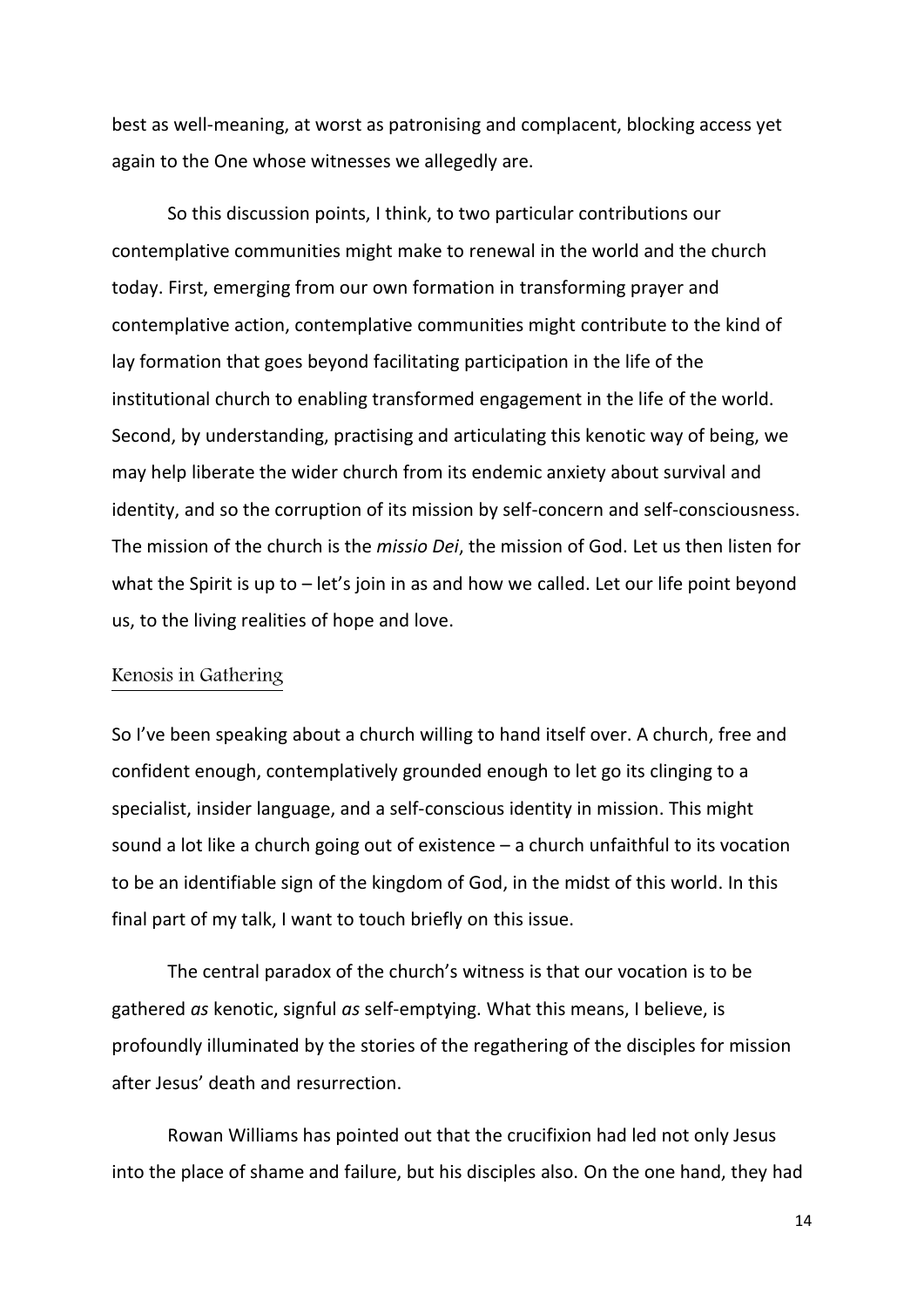best as well-meaning, at worst as patronising and complacent, blocking access yet again to the One whose witnesses we allegedly are.

So this discussion points, I think, to two particular contributions our contemplative communities might make to renewal in the world and the church today. First, emerging from our own formation in transforming prayer and contemplative action, contemplative communities might contribute to the kind of lay formation that goes beyond facilitating participation in the life of the institutional church to enabling transformed engagement in the life of the world. Second, by understanding, practising and articulating this kenotic way of being, we may help liberate the wider church from its endemic anxiety about survival and identity, and so the corruption of its mission by self-concern and self-consciousness. The mission of the church is the *missio Dei*, the mission of God. Let us then listen for what the Spirit is up to – let's join in as and how we called. Let our life point beyond us, to the living realities of hope and love.

## Kenosis in Gathering

So I've been speaking about a church willing to hand itself over. A church, free and confident enough, contemplatively grounded enough to let go its clinging to a specialist, insider language, and a self-conscious identity in mission. This might sound a lot like a church going out of existence – a church unfaithful to its vocation to be an identifiable sign of the kingdom of God, in the midst of this world. In this final part of my talk, I want to touch briefly on this issue.

The central paradox of the church's witness is that our vocation is to be gathered *as* kenotic, signful *as* self-emptying. What this means, I believe, is profoundly illuminated by the stories of the regathering of the disciples for mission after Jesus' death and resurrection.

Rowan Williams has pointed out that the crucifixion had led not only Jesus into the place of shame and failure, but his disciples also. On the one hand, they had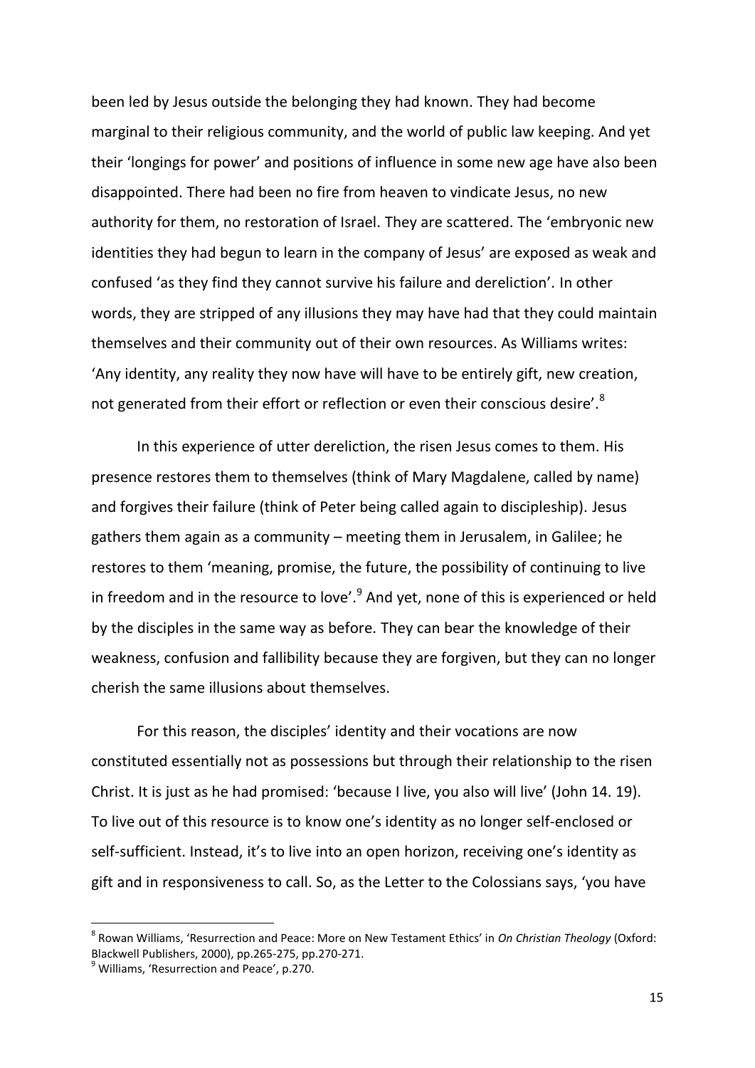been led by Jesus outside the belonging they had known. They had become marginal to their religious community, and the world of public law keeping. And yet their 'longings for power' and positions of influence in some new age have also been disappointed. There had been no fire from heaven to vindicate Jesus, no new authority for them, no restoration of Israel. They are scattered. The 'embryonic new identities they had begun to learn in the company of Jesus' are exposed as weak and confused 'as they find they cannot survive his failure and dereliction'. In other words, they are stripped of any illusions they may have had that they could maintain themselves and their community out of their own resources. As Williams writes: 'Any identity, any reality they now have will have to be entirely gift, new creation, not generated from their effort or reflection or even their conscious desire'.[8]

In this experience of utter dereliction, the risen Jesus comes to them. His presence restores them to themselves (think of Mary Magdalene, called by name) and forgives their failure (think of Peter being called again to discipleship). Jesus gathers them again as a community – meeting them in Jerusalem, in Galilee; he restores to them 'meaning, promise, the future, the possibility of continuing to live in freedom and in the resource to love'.[9] And yet, none of this is experienced or held by the disciples in the same way as before. They can bear the knowledge of their weakness, confusion and fallibility because they are forgiven, but they can no longer cherish the same illusions about themselves.

For this reason, the disciples' identity and their vocations are now constituted essentially not as possessions but through their relationship to the risen Christ. It is just as he had promised: 'because I live, you also will live' (John 14. 19). To live out of this resource is to know one's identity as no longer self-enclosed or self-sufficient. Instead, it's to live into an open horizon, receiving one's identity as gift and in responsiveness to call. So, as the Letter to the Colossians says, 'you have

---

[8] Rowan Williams, 'Resurrection and Peace: More on New Testament Ethics' in *On Christian Theology* (Oxford: Blackwell Publishers, 2000), pp.265-275, pp.270-271.

[9] Williams, 'Resurrection and Peace', p.270.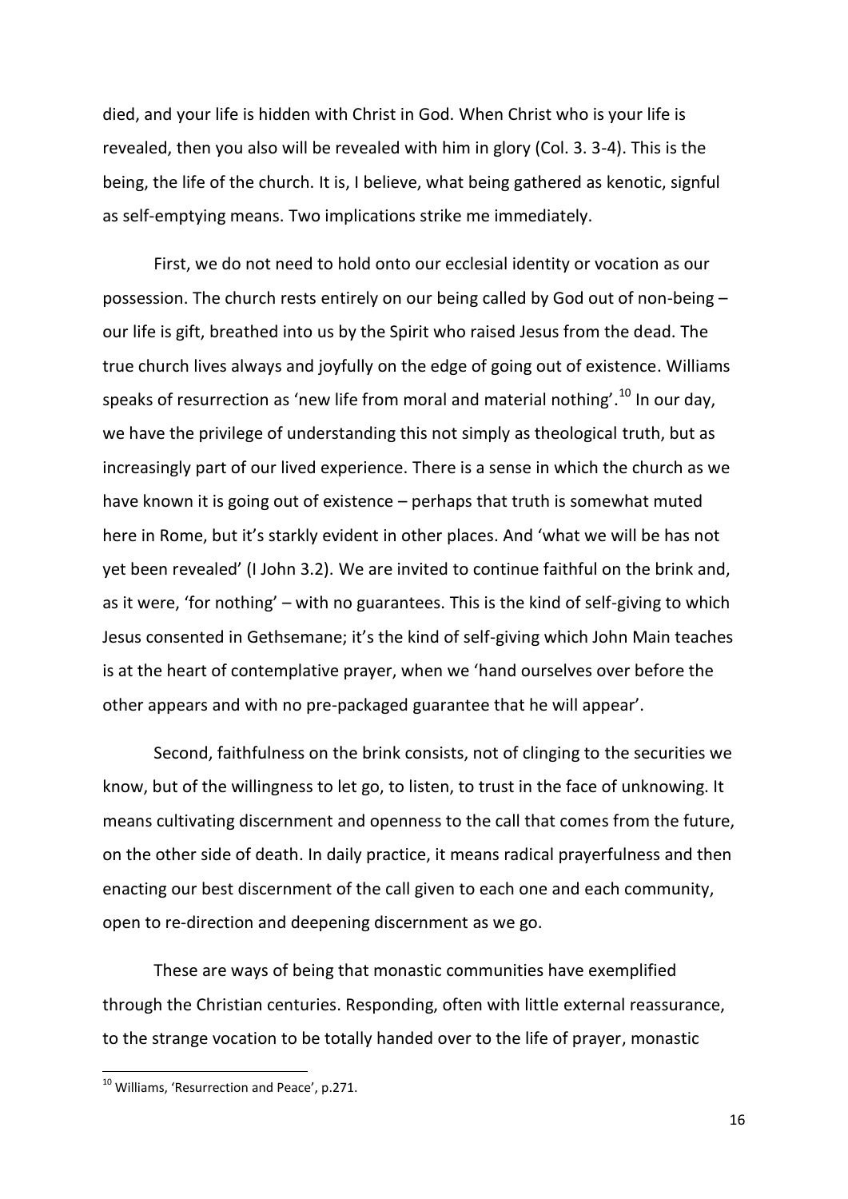died, and your life is hidden with Christ in God. When Christ who is your life is revealed, then you also will be revealed with him in glory (Col. 3. 3-4). This is the being, the life of the church. It is, I believe, what being gathered as kenotic, signful as self-emptying means. Two implications strike me immediately.

First, we do not need to hold onto our ecclesial identity or vocation as our possession. The church rests entirely on our being called by God out of non-being – our life is gift, breathed into us by the Spirit who raised Jesus from the dead. The true church lives always and joyfully on the edge of going out of existence. Williams speaks of resurrection as 'new life from moral and material nothing'.[10] In our day, we have the privilege of understanding this not simply as theological truth, but as increasingly part of our lived experience. There is a sense in which the church as we have known it is going out of existence – perhaps that truth is somewhat muted here in Rome, but it's starkly evident in other places. And 'what we will be has not yet been revealed' (I John 3.2). We are invited to continue faithful on the brink and, as it were, 'for nothing' – with no guarantees. This is the kind of self-giving to which Jesus consented in Gethsemane; it's the kind of self-giving which John Main teaches is at the heart of contemplative prayer, when we 'hand ourselves over before the other appears and with no pre-packaged guarantee that he will appear'.

Second, faithfulness on the brink consists, not of clinging to the securities we know, but of the willingness to let go, to listen, to trust in the face of unknowing. It means cultivating discernment and openness to the call that comes from the future, on the other side of death. In daily practice, it means radical prayerfulness and then enacting our best discernment of the call given to each one and each community, open to re-direction and deepening discernment as we go.

These are ways of being that monastic communities have exemplified through the Christian centuries. Responding, often with little external reassurance, to the strange vocation to be totally handed over to the life of prayer, monastic

---

[10] Williams, 'Resurrection and Peace', p.271.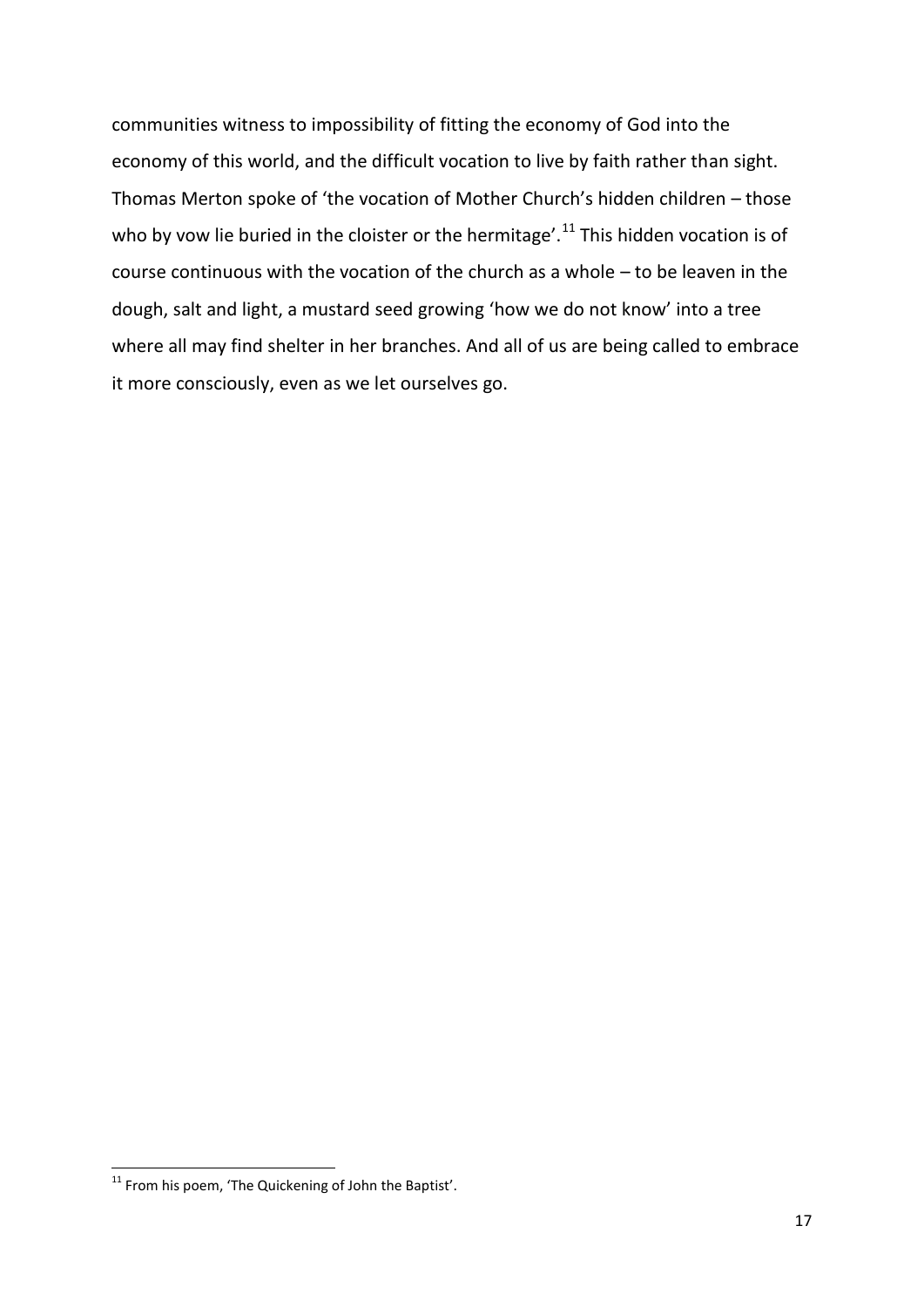communities witness to impossibility of fitting the economy of God into the economy of this world, and the difficult vocation to live by faith rather than sight. Thomas Merton spoke of 'the vocation of Mother Church's hidden children – those who by vow lie buried in the cloister or the hermitage'.[11] This hidden vocation is of course continuous with the vocation of the church as a whole – to be leaven in the dough, salt and light, a mustard seed growing 'how we do not know' into a tree where all may find shelter in her branches. And all of us are being called to embrace it more consciously, even as we let ourselves go.

---

[11] From his poem, 'The Quickening of John the Baptist'.